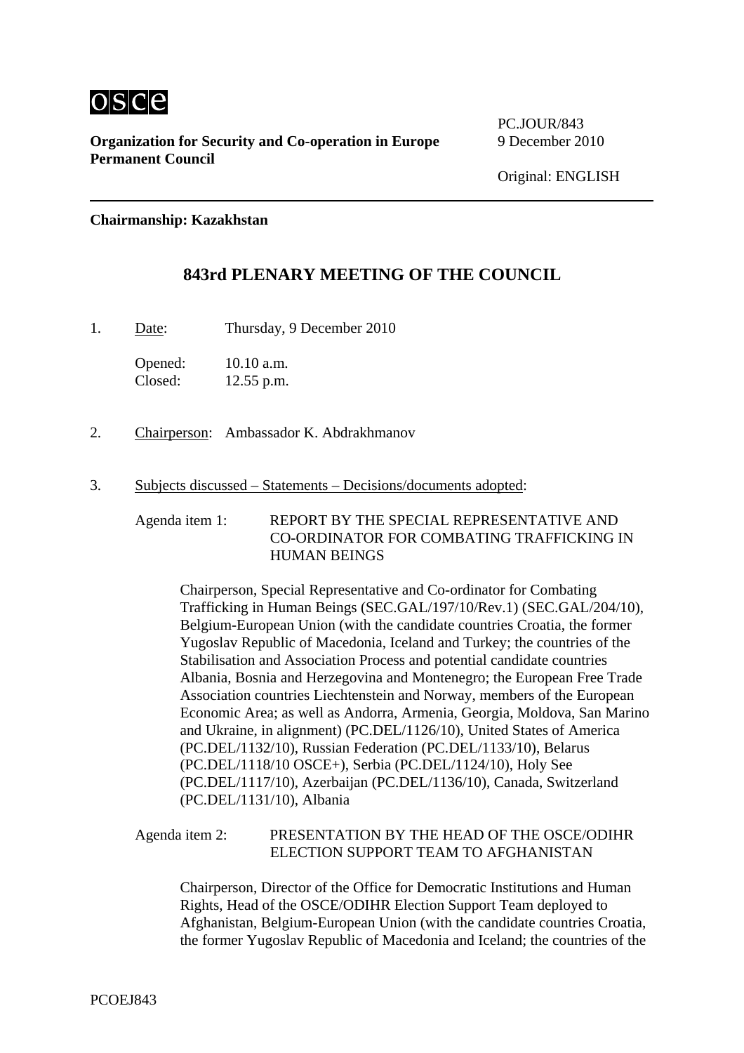**Organization for Security and Co-operation in Europe**
**Permanent Council**

PC.JOUR/843
9 December 2010

Original: ENGLISH

**Chairmanship: Kazakhstan**

## 843rd PLENARY MEETING OF THE COUNCIL

1. Date: Thursday, 9 December 2010

   Opened: 10.10 a.m.
   Closed: 12.55 p.m.

2. Chairperson: Ambassador K. Abdrakhmanov

3. Subjects discussed – Statements – Decisions/documents adopted:

   Agenda item 1: REPORT BY THE SPECIAL REPRESENTATIVE AND CO-ORDINATOR FOR COMBATING TRAFFICKING IN HUMAN BEINGS

   Chairperson, Special Representative and Co-ordinator for Combating Trafficking in Human Beings (SEC.GAL/197/10/Rev.1) (SEC.GAL/204/10), Belgium-European Union (with the candidate countries Croatia, the former Yugoslav Republic of Macedonia, Iceland and Turkey; the countries of the Stabilisation and Association Process and potential candidate countries Albania, Bosnia and Herzegovina and Montenegro; the European Free Trade Association countries Liechtenstein and Norway, members of the European Economic Area; as well as Andorra, Armenia, Georgia, Moldova, San Marino and Ukraine, in alignment) (PC.DEL/1126/10), United States of America (PC.DEL/1132/10), Russian Federation (PC.DEL/1133/10), Belarus (PC.DEL/1118/10 OSCE+), Serbia (PC.DEL/1124/10), Holy See (PC.DEL/1117/10), Azerbaijan (PC.DEL/1136/10), Canada, Switzerland (PC.DEL/1131/10), Albania

   Agenda item 2: PRESENTATION BY THE HEAD OF THE OSCE/ODIHR ELECTION SUPPORT TEAM TO AFGHANISTAN

   Chairperson, Director of the Office for Democratic Institutions and Human Rights, Head of the OSCE/ODIHR Election Support Team deployed to Afghanistan, Belgium-European Union (with the candidate countries Croatia, the former Yugoslav Republic of Macedonia and Iceland; the countries of the

PCOEJ843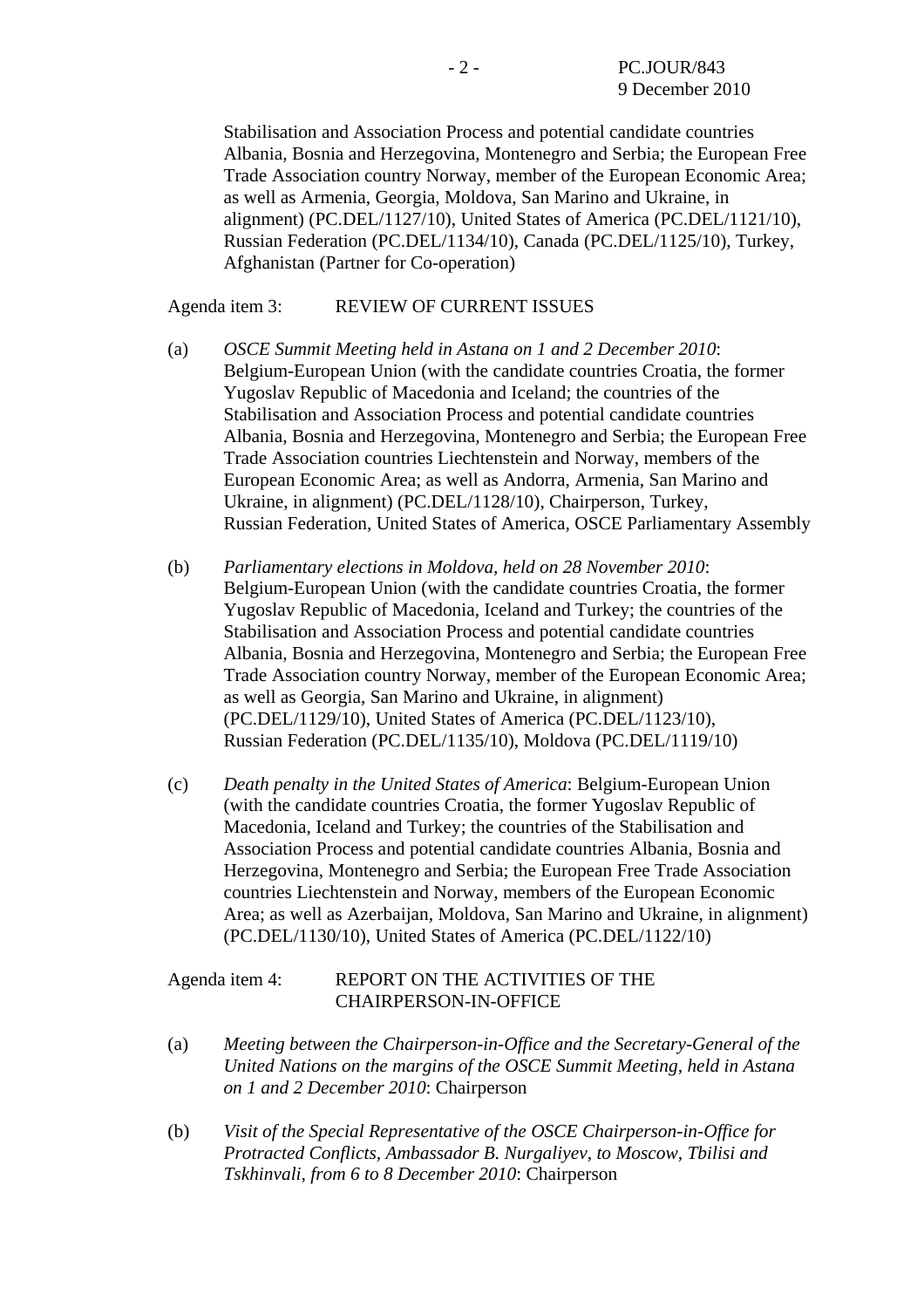Stabilisation and Association Process and potential candidate countries Albania, Bosnia and Herzegovina, Montenegro and Serbia; the European Free Trade Association country Norway, member of the European Economic Area; as well as Armenia, Georgia, Moldova, San Marino and Ukraine, in alignment) (PC.DEL/1127/10), United States of America (PC.DEL/1121/10), Russian Federation (PC.DEL/1134/10), Canada (PC.DEL/1125/10), Turkey, Afghanistan (Partner for Co-operation)

Agenda item 3: REVIEW OF CURRENT ISSUES

(a) *OSCE Summit Meeting held in Astana on 1 and 2 December 2010*: Belgium-European Union (with the candidate countries Croatia, the former Yugoslav Republic of Macedonia and Iceland; the countries of the Stabilisation and Association Process and potential candidate countries Albania, Bosnia and Herzegovina, Montenegro and Serbia; the European Free Trade Association countries Liechtenstein and Norway, members of the European Economic Area; as well as Andorra, Armenia, San Marino and Ukraine, in alignment) (PC.DEL/1128/10), Chairperson, Turkey, Russian Federation, United States of America, OSCE Parliamentary Assembly

(b) *Parliamentary elections in Moldova, held on 28 November 2010*: Belgium-European Union (with the candidate countries Croatia, the former Yugoslav Republic of Macedonia, Iceland and Turkey; the countries of the Stabilisation and Association Process and potential candidate countries Albania, Bosnia and Herzegovina, Montenegro and Serbia; the European Free Trade Association country Norway, member of the European Economic Area; as well as Georgia, San Marino and Ukraine, in alignment) (PC.DEL/1129/10), United States of America (PC.DEL/1123/10), Russian Federation (PC.DEL/1135/10), Moldova (PC.DEL/1119/10)

(c) *Death penalty in the United States of America*: Belgium-European Union (with the candidate countries Croatia, the former Yugoslav Republic of Macedonia, Iceland and Turkey; the countries of the Stabilisation and Association Process and potential candidate countries Albania, Bosnia and Herzegovina, Montenegro and Serbia; the European Free Trade Association countries Liechtenstein and Norway, members of the European Economic Area; as well as Azerbaijan, Moldova, San Marino and Ukraine, in alignment) (PC.DEL/1130/10), United States of America (PC.DEL/1122/10)

Agenda item 4: REPORT ON THE ACTIVITIES OF THE CHAIRPERSON-IN-OFFICE

(a) *Meeting between the Chairperson-in-Office and the Secretary-General of the United Nations on the margins of the OSCE Summit Meeting, held in Astana on 1 and 2 December 2010*: Chairperson

(b) *Visit of the Special Representative of the OSCE Chairperson-in-Office for Protracted Conflicts, Ambassador B. Nurgaliyev, to Moscow, Tbilisi and Tskhinvali, from 6 to 8 December 2010*: Chairperson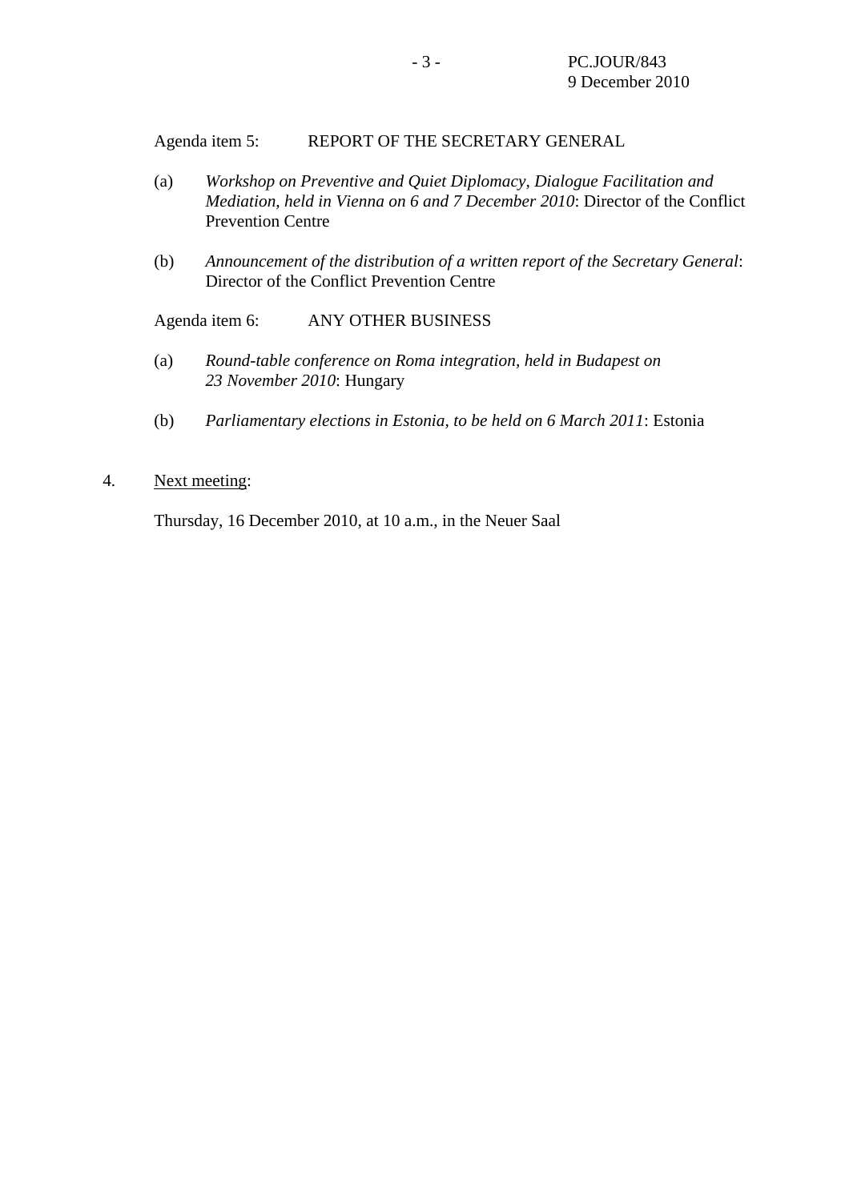Agenda item 5: REPORT OF THE SECRETARY GENERAL

(a) *Workshop on Preventive and Quiet Diplomacy, Dialogue Facilitation and Mediation, held in Vienna on 6 and 7 December 2010*: Director of the Conflict Prevention Centre

(b) *Announcement of the distribution of a written report of the Secretary General*: Director of the Conflict Prevention Centre

Agenda item 6: ANY OTHER BUSINESS

(a) *Round-table conference on Roma integration, held in Budapest on 23 November 2010*: Hungary

(b) *Parliamentary elections in Estonia, to be held on 6 March 2011*: Estonia

4. Next meeting:

Thursday, 16 December 2010, at 10 a.m., in the Neuer Saal